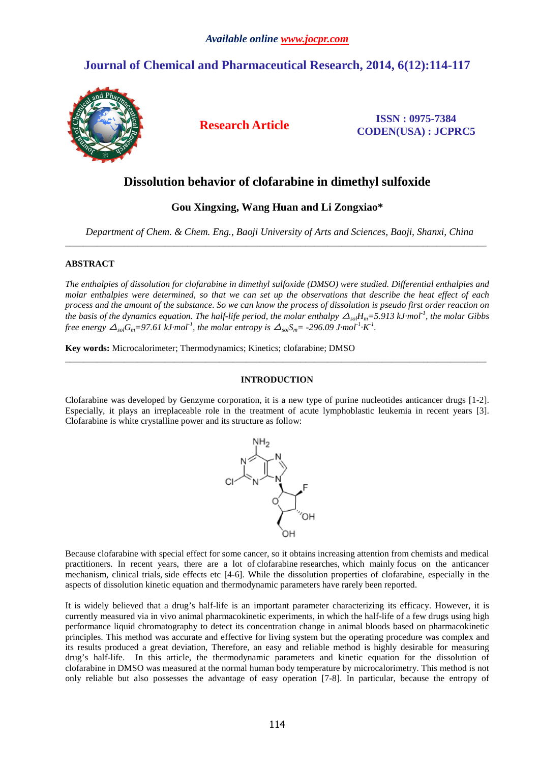# Dissolution behavior of clofarabine in dimethyl sulfoxide

**Gou Xingxing, Wang Huan and Li Zongxiao***

*Department of Chem. & Chem. Eng., Baoji University of Arts and Sciences, Baoji, Shanxi, China*

---

## ABSTRACT

*The enthalpies of dissolution for clofarabine in dimethyl sulfoxide (DMSO) were studied. Differential enthalpies and molar enthalpies were determined, so that we can set up the observations that describe the heat effect of each process and the amount of the substance. So we can know the process of dissolution is pseudo first order reaction on the basis of the dynamics equation. The half-life period, the molar enthalpy $\Delta_{sol}H_m$=5.913 kJ·mol$^{-1}$, the molar Gibbs free energy $\Delta_{sol}G_m$=97.61 kJ·mol$^{-1}$, the molar entropy is $\Delta_{sol}S_m$= -296.09 J·mol$^{-1}$·K$^{-1}$.*

**Key words:** Microcalorimeter; Thermodynamics; Kinetics; clofarabine; DMSO

---

## INTRODUCTION

Clofarabine was developed by Genzyme corporation, it is a new type of purine nucleotides anticancer drugs [1-2]. Especially, it plays an irreplaceable role in the treatment of acute lymphoblastic leukemia in recent years [3]. Clofarabine is white crystalline power and its structure as follow:

Because clofarabine with special effect for some cancer, so it obtains increasing attention from chemists and medical practitioners. In recent years, there are a lot of clofarabine researches, which mainly focus on the anticancer mechanism, clinical trials, side effects etc [4-6]. While the dissolution properties of clofarabine, especially in the aspects of dissolution kinetic equation and thermodynamic parameters have rarely been reported.

It is widely believed that a drug's half-life is an important parameter characterizing its efficacy. However, it is currently measured via in vivo animal pharmacokinetic experiments, in which the half-life of a few drugs using high performance liquid chromatography to detect its concentration change in animal bloods based on pharmacokinetic principles. This method was accurate and effective for living system but the operating procedure was complex and its results produced a great deviation, Therefore, an easy and reliable method is highly desirable for measuring drug's half-life. In this article, the thermodynamic parameters and kinetic equation for the dissolution of clofarabine in DMSO was measured at the normal human body temperature by microcalorimetry. This method is not only reliable but also possesses the advantage of easy operation [7-8]. In particular, because the entropy of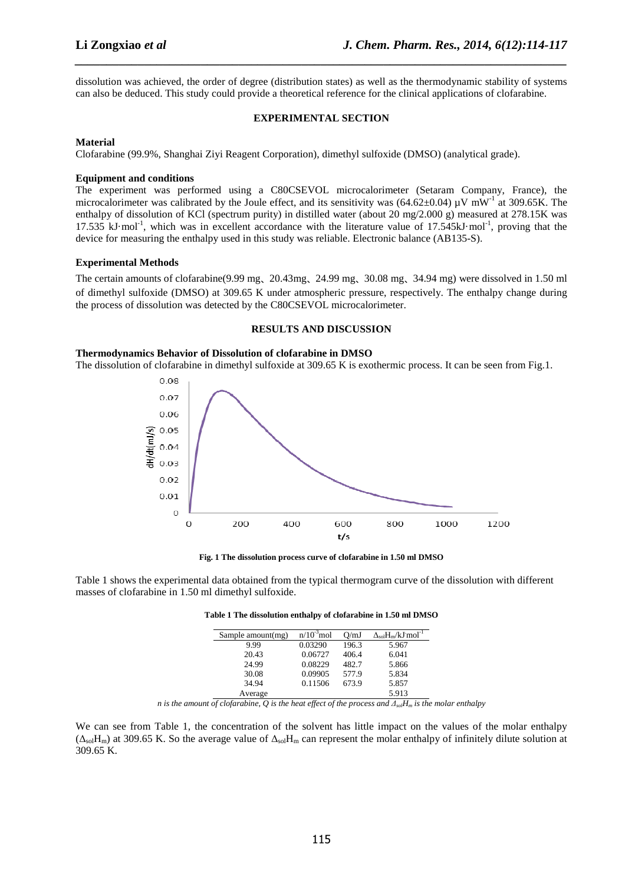dissolution was achieved, the order of degree (distribution states) as well as the thermodynamic stability of systems can also be deduced. This study could provide a theoretical reference for the clinical applications of clofarabine.

## EXPERIMENTAL SECTION

**Material**

Clofarabine (99.9%, Shanghai Ziyi Reagent Corporation), dimethyl sulfoxide (DMSO) (analytical grade).

**Equipment and conditions**

The experiment was performed using a C80CSEVOL microcalorimeter (Setaram Company, France), the microcalorimeter was calibrated by the Joule effect, and its sensitivity was (64.62±0.04) μV $mW^{-1}$ at 309.65K. The enthalpy of dissolution of KCl (spectrum purity) in distilled water (about 20 mg/2.000 g) measured at 278.15K was 17.535 $kJ \cdot mol^{-1}$, which was in excellent accordance with the literature value of 17.545$kJ \cdot mol^{-1}$, proving that the device for measuring the enthalpy used in this study was reliable. Electronic balance (AB135-S).

**Experimental Methods**

The certain amounts of clofarabine(9.99 mg、20.43mg、24.99 mg、30.08 mg、34.94 mg) were dissolved in 1.50 ml of dimethyl sulfoxide (DMSO) at 309.65 K under atmospheric pressure, respectively. The enthalpy change during the process of dissolution was detected by the C80CSEVOL microcalorimeter.

## RESULTS AND DISCUSSION

**Thermodynamics Behavior of Dissolution of clofarabine in DMSO**

The dissolution of clofarabine in dimethyl sulfoxide at 309.65 K is exothermic process. It can be seen from Fig.1.

**Fig. 1 The dissolution process curve of clofarabine in 1.50 ml DMSO**

Table 1 shows the experimental data obtained from the typical thermogram curve of the dissolution with different masses of clofarabine in 1.50 ml dimethyl sulfoxide.

**Table 1 The dissolution enthalpy of clofarabine in 1.50 ml DMSO**

| Sample amount(mg) | $n/10^{-3}$mol | Q/mJ | $\Delta_{sol}H_m$/kJ·mol$^{-1}$ |
|---|---|---|---|
| 9.99 | 0.03290 | 196.3 | 5.967 |
| 20.43 | 0.06727 | 406.4 | 6.041 |
| 24.99 | 0.08229 | 482.7 | 5.866 |
| 30.08 | 0.09905 | 577.9 | 5.834 |
| 34.94 | 0.11506 | 673.9 | 5.857 |
| Average | | | 5.913 |

*n is the amount of clofarabine, Q is the heat effect of the process and $\Delta_{sol}H_m$ is the molar enthalpy*

We can see from Table 1, the concentration of the solvent has little impact on the values of the molar enthalpy ($\Delta_{sol}H_m$) at 309.65 K. So the average value of $\Delta_{sol}H_m$ can represent the molar enthalpy of infinitely dilute solution at 309.65 K.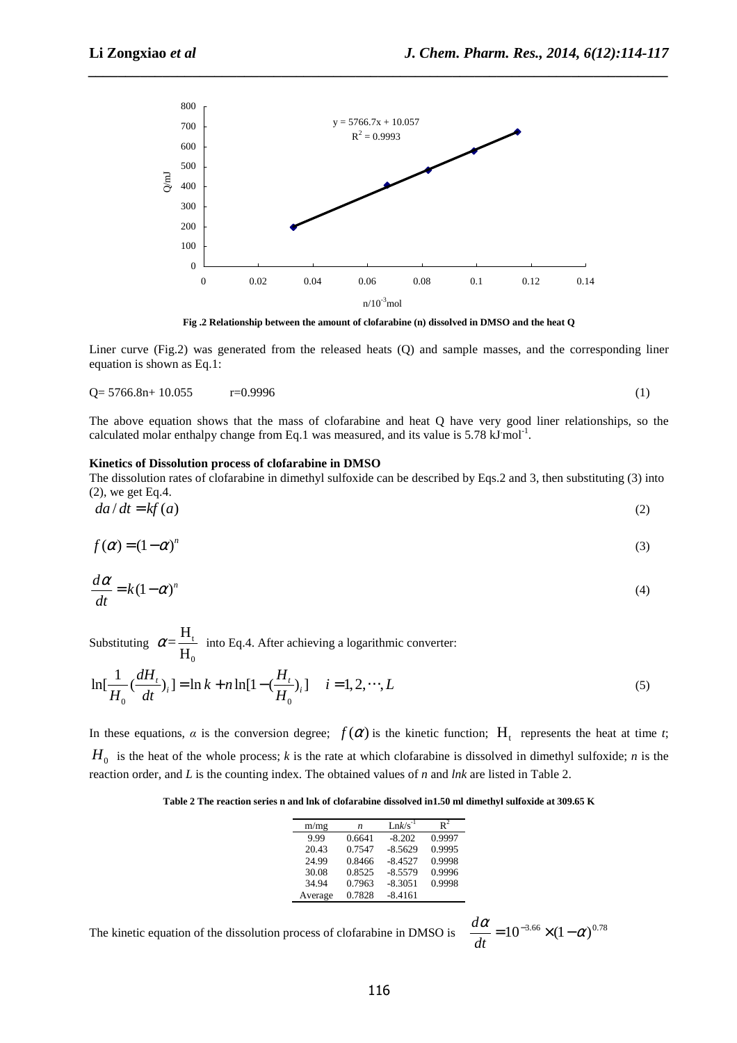Fig .2 Relationship between the amount of clofarabine (n) dissolved in DMSO and the heat Q

Liner curve (Fig.2) was generated from the released heats (Q) and sample masses, and the corresponding liner equation is shown as Eq.1:

$$Q= 5766.8n+ 10.055 \qquad r=0.9996 \tag{1}$$

The above equation shows that the mass of clofarabine and heat Q have very good liner relationships, so the calculated molar enthalpy change from Eq.1 was measured, and its value is 5.78 $kJ \cdot mol^{-1}$.

**Kinetics of Dissolution process of clofarabine in DMSO**

The dissolution rates of clofarabine in dimethyl sulfoxide can be described by Eqs.2 and 3, then substituting (3) into (2), we get Eq.4.

$$da/dt = kf(a) \tag{2}$$

$$f(\alpha) = (1-\alpha)^n \tag{3}$$

$$\frac{d\alpha}{dt} = k(1-\alpha)^n \tag{4}$$

Substituting $\alpha = \frac{H_t}{H_0}$ into Eq.4. After achieving a logarithmic converter:

$$\ln[\frac{1}{H_0}(\frac{dH_t}{dt})_i] = \ln k + n\ln[1-(\frac{H_t}{H_0})_i] \quad i = 1, 2, \cdots, L \tag{5}$$

In these equations, *α* is the conversion degree; $f(\alpha)$ is the kinetic function; $H_t$ represents the heat at time *t*; $H_0$ is the heat of the whole process; *k* is the rate at which clofarabine is dissolved in dimethyl sulfoxide; *n* is the reaction order, and *L* is the counting index. The obtained values of *n* and *lnk* are listed in Table 2.

**Table 2 The reaction series n and lnk of clofarabine dissolved in1.50 ml dimethyl sulfoxide at 309.65 K**

| m/mg | *n* | $Lnk/s^{-1}$ | $R^2$ |
|---|---|---|---|
| 9.99 | 0.6641 | -8.202 | 0.9997 |
| 20.43 | 0.7547 | -8.5629 | 0.9995 |
| 24.99 | 0.8466 | -8.4527 | 0.9998 |
| 30.08 | 0.8525 | -8.5579 | 0.9996 |
| 34.94 | 0.7963 | -8.3051 | 0.9998 |
| Average | 0.7828 | -8.4161 | |

The kinetic equation of the dissolution process of clofarabine in DMSO is $\frac{d\alpha}{dt} = 10^{-3.66} \times (1-\alpha)^{0.78}$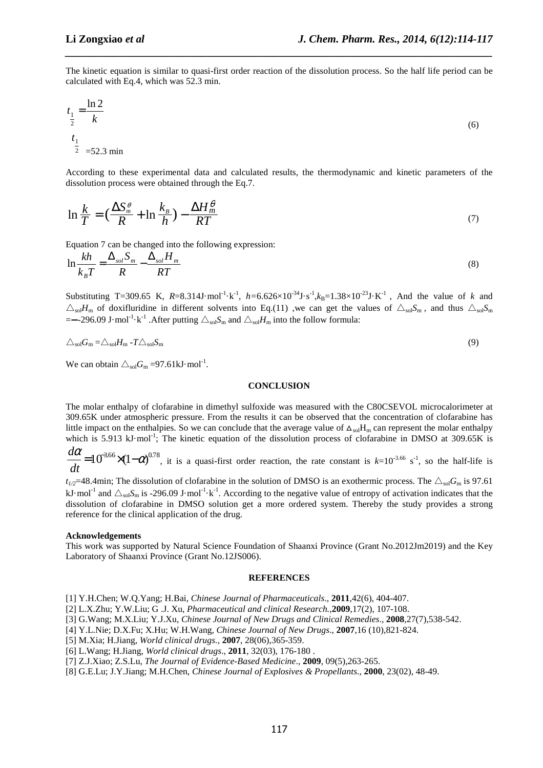The kinetic equation is similar to quasi-first order reaction of the dissolution process. So the half life period can be calculated with Eq.4, which was 52.3 min.

$$t_{\frac{1}{2}} = \frac{\ln 2}{k} \tag{6}$$

$$t_{\frac{1}{2}} = 52.3 \text{ min}$$

According to these experimental data and calculated results, the thermodynamic and kinetic parameters of the dissolution process were obtained through the Eq.7.

$$\ln \frac{k}{T} = \left(\frac{\Delta S_m^{\theta}}{R} + \ln \frac{k_B}{h}\right) - \frac{\Delta H_m^{\theta}}{RT} \tag{7}$$

Equation 7 can be changed into the following expression:

$$\ln \frac{kh}{k_B T} = \frac{\Delta_{sol} S_m}{R} - \frac{\Delta_{sol} H_m}{RT} \tag{8}$$

Substituting T=309.65 K, $R$=8.314J·mol$^{-1}$·k$^{-1}$, $h$=6.626×10$^{-34}$J·s$^{-1}$,$k_B$=1.38×10$^{-23}$J·K$^{-1}$ , And the value of $k$ and $\triangle_{sol}H_m$ of doxifluridine in different solvents into Eq.(11) ,we can get the values of $\triangle_{sol}S_m$ , and thus $\triangle_{sol}S_m$ =--296.09 J·mol$^{-1}$·k$^{-1}$ .After putting $\triangle_{sol}S_m$ and $\triangle_{sol}H_m$ into the follow formula:

$$\triangle_{sol}G_m = \triangle_{sol}H_m - T\triangle_{sol}S_m \tag{9}$$

We can obtain $\triangle_{sol}G_m$ =97.61kJ·mol$^{-1}$.

## CONCLUSION

The molar enthalpy of clofarabine in dimethyl sulfoxide was measured with the C80CSEVOL microcalorimeter at 309.65K under atmospheric pressure. From the results it can be observed that the concentration of clofarabine has little impact on the enthalpies. So we can conclude that the average value of $\Delta_{sol}H_m$ can represent the molar enthalpy which is 5.913 kJ·mol$^{-1}$; The kinetic equation of the dissolution process of clofarabine in DMSO at 309.65K is $\frac{d\alpha}{dt} = 10^{-3.66} \times (1-\alpha)^{0.78}$, it is a quasi-first order reaction, the rate constant is $k$=10$^{-3.66}$ s$^{-1}$, so the half-life is $t_{1/2}$=48.4min; The dissolution of clofarabine in the solution of DMSO is an exothermic process. The $\triangle_{sol}G_m$ is 97.61 kJ·mol$^{-1}$ and $\triangle_{sol}S_m$ is -296.09 J·mol$^{-1}$·k$^{-1}$. According to the negative value of entropy of activation indicates that the dissolution of clofarabine in DMSO solution get a more ordered system. Thereby the study provides a strong reference for the clinical application of the drug.

### Acknowledgements

This work was supported by Natural Science Foundation of Shaanxi Province (Grant No.2012Jm2019) and the Key Laboratory of Shaanxi Province (Grant No.12JS006).

## REFERENCES

[1] Y.H.Chen; W.Q.Yang; H.Bai, *Chinese Journal of Pharmaceuticals*., **2011**,42(6), 404-407.
[2] L.X.Zhu; Y.W.Liu; G .J. Xu, *Pharmaceutical and clinical Research.*,**2009**,17(2), 107-108.
[3] G.Wang; M.X.Liu; Y.J.Xu, *Chinese Journal of New Drugs and Clinical Remedies*., **2008**,27(7),538-542.
[4] Y.L.Nie; D.X.Fu; X.Hu; W.H.Wang, *Chinese Journal of New Drugs*., **2007**,16 (10),821-824.
[5] M.Xia; H.Jiang, *World clinical drugs.*, **2007**, 28(06),365-359.
[6] L.Wang; H.Jiang, *World clinical drugs*., **2011**, 32(03), 176-180 .
[7] Z.J.Xiao; Z.S.Lu, *The Journal of Evidence-Based Medicine*., **2009**, 09(5),263-265.
[8] G.E.Lu; J.Y.Jiang; M.H.Chen, *Chinese Journal of Explosives & Propellants*., **2000**, 23(02), 48-49.